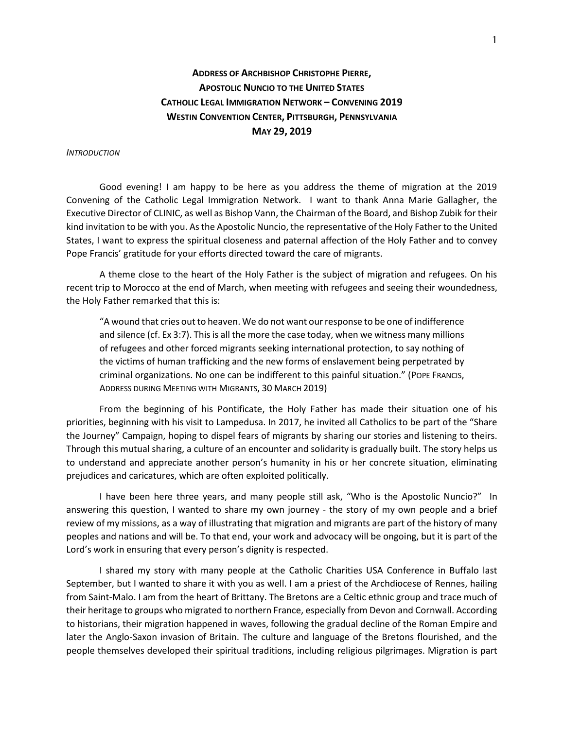# **Address of Archbishop Christophe Pierre,**
# **Apostolic Nuncio to the United States**
# **Catholic Legal Immigration Network – Convening 2019**
# **Westin Convention Center, Pittsburgh, Pennsylvania**
# **May 29, 2019**

## *Introduction*

Good evening! I am happy to be here as you address the theme of migration at the 2019 Convening of the Catholic Legal Immigration Network. I want to thank Anna Marie Gallagher, the Executive Director of CLINIC, as well as Bishop Vann, the Chairman of the Board, and Bishop Zubik for their kind invitation to be with you. As the Apostolic Nuncio, the representative of the Holy Father to the United States, I want to express the spiritual closeness and paternal affection of the Holy Father and to convey Pope Francis' gratitude for your efforts directed toward the care of migrants.

A theme close to the heart of the Holy Father is the subject of migration and refugees. On his recent trip to Morocco at the end of March, when meeting with refugees and seeing their woundedness, the Holy Father remarked that this is:

> "A wound that cries out to heaven. We do not want our response to be one of indifference and silence (cf. Ex 3:7). This is all the more the case today, when we witness many millions of refugees and other forced migrants seeking international protection, to say nothing of the victims of human trafficking and the new forms of enslavement being perpetrated by criminal organizations. No one can be indifferent to this painful situation." (Pope Francis, Address during Meeting with Migrants, 30 March 2019)

From the beginning of his Pontificate, the Holy Father has made their situation one of his priorities, beginning with his visit to Lampedusa. In 2017, he invited all Catholics to be part of the "Share the Journey" Campaign, hoping to dispel fears of migrants by sharing our stories and listening to theirs. Through this mutual sharing, a culture of an encounter and solidarity is gradually built. The story helps us to understand and appreciate another person's humanity in his or her concrete situation, eliminating prejudices and caricatures, which are often exploited politically.

I have been here three years, and many people still ask, "Who is the Apostolic Nuncio?" In answering this question, I wanted to share my own journey - the story of my own people and a brief review of my missions, as a way of illustrating that migration and migrants are part of the history of many peoples and nations and will be. To that end, your work and advocacy will be ongoing, but it is part of the Lord's work in ensuring that every person's dignity is respected.

I shared my story with many people at the Catholic Charities USA Conference in Buffalo last September, but I wanted to share it with you as well. I am a priest of the Archdiocese of Rennes, hailing from Saint-Malo. I am from the heart of Brittany. The Bretons are a Celtic ethnic group and trace much of their heritage to groups who migrated to northern France, especially from Devon and Cornwall. According to historians, their migration happened in waves, following the gradual decline of the Roman Empire and later the Anglo-Saxon invasion of Britain. The culture and language of the Bretons flourished, and the people themselves developed their spiritual traditions, including religious pilgrimages. Migration is part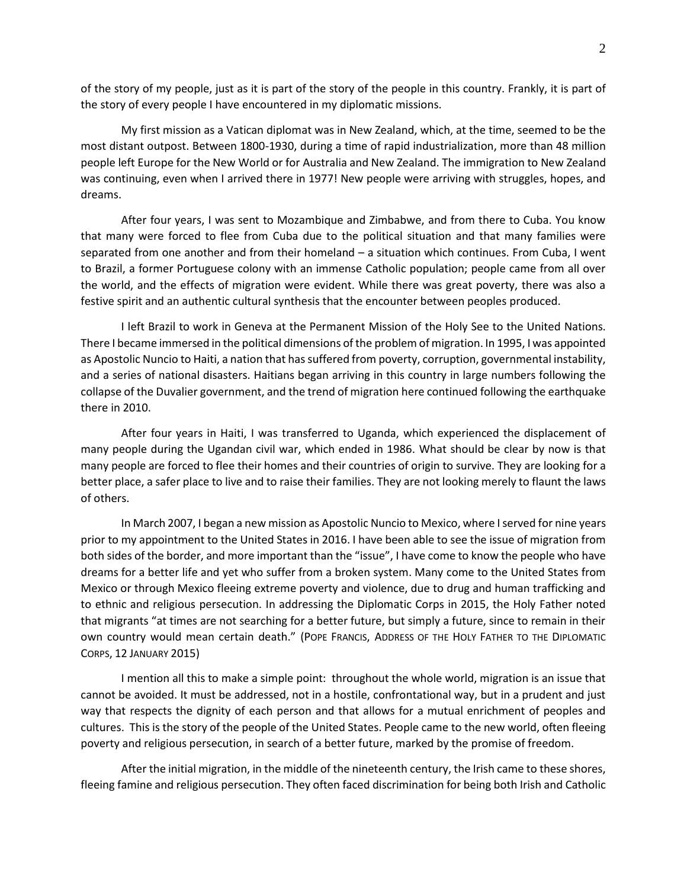of the story of my people, just as it is part of the story of the people in this country. Frankly, it is part of the story of every people I have encountered in my diplomatic missions.

My first mission as a Vatican diplomat was in New Zealand, which, at the time, seemed to be the most distant outpost. Between 1800-1930, during a time of rapid industrialization, more than 48 million people left Europe for the New World or for Australia and New Zealand. The immigration to New Zealand was continuing, even when I arrived there in 1977! New people were arriving with struggles, hopes, and dreams.

After four years, I was sent to Mozambique and Zimbabwe, and from there to Cuba. You know that many were forced to flee from Cuba due to the political situation and that many families were separated from one another and from their homeland – a situation which continues. From Cuba, I went to Brazil, a former Portuguese colony with an immense Catholic population; people came from all over the world, and the effects of migration were evident. While there was great poverty, there was also a festive spirit and an authentic cultural synthesis that the encounter between peoples produced.

I left Brazil to work in Geneva at the Permanent Mission of the Holy See to the United Nations. There I became immersed in the political dimensions of the problem of migration. In 1995, I was appointed as Apostolic Nuncio to Haiti, a nation that has suffered from poverty, corruption, governmental instability, and a series of national disasters. Haitians began arriving in this country in large numbers following the collapse of the Duvalier government, and the trend of migration here continued following the earthquake there in 2010.

After four years in Haiti, I was transferred to Uganda, which experienced the displacement of many people during the Ugandan civil war, which ended in 1986. What should be clear by now is that many people are forced to flee their homes and their countries of origin to survive. They are looking for a better place, a safer place to live and to raise their families. They are not looking merely to flaunt the laws of others.

In March 2007, I began a new mission as Apostolic Nuncio to Mexico, where I served for nine years prior to my appointment to the United States in 2016. I have been able to see the issue of migration from both sides of the border, and more important than the "issue", I have come to know the people who have dreams for a better life and yet who suffer from a broken system. Many come to the United States from Mexico or through Mexico fleeing extreme poverty and violence, due to drug and human trafficking and to ethnic and religious persecution. In addressing the Diplomatic Corps in 2015, the Holy Father noted that migrants "at times are not searching for a better future, but simply a future, since to remain in their own country would mean certain death." (Pope Francis, Address of the Holy Father to the Diplomatic Corps, 12 January 2015)

I mention all this to make a simple point: throughout the whole world, migration is an issue that cannot be avoided. It must be addressed, not in a hostile, confrontational way, but in a prudent and just way that respects the dignity of each person and that allows for a mutual enrichment of peoples and cultures. This is the story of the people of the United States. People came to the new world, often fleeing poverty and religious persecution, in search of a better future, marked by the promise of freedom.

After the initial migration, in the middle of the nineteenth century, the Irish came to these shores, fleeing famine and religious persecution. They often faced discrimination for being both Irish and Catholic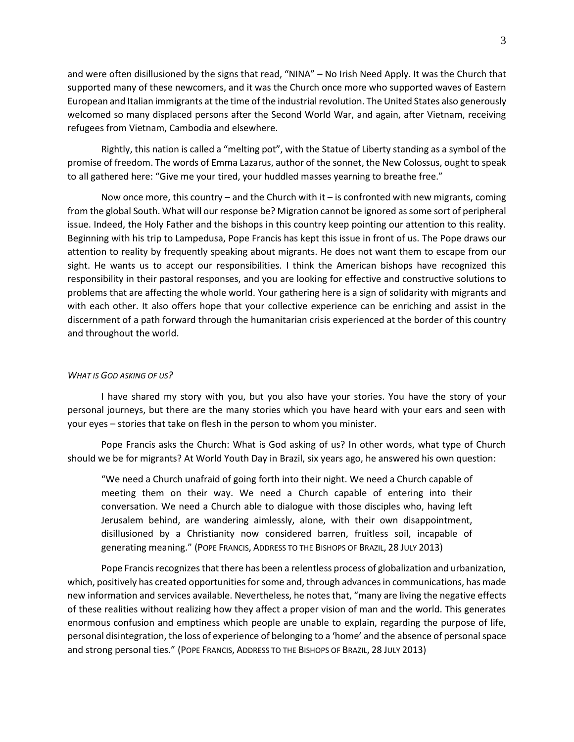and were often disillusioned by the signs that read, "NINA" – No Irish Need Apply. It was the Church that supported many of these newcomers, and it was the Church once more who supported waves of Eastern European and Italian immigrants at the time of the industrial revolution. The United States also generously welcomed so many displaced persons after the Second World War, and again, after Vietnam, receiving refugees from Vietnam, Cambodia and elsewhere.

Rightly, this nation is called a "melting pot", with the Statue of Liberty standing as a symbol of the promise of freedom. The words of Emma Lazarus, author of the sonnet, the New Colossus, ought to speak to all gathered here: "Give me your tired, your huddled masses yearning to breathe free."

Now once more, this country – and the Church with it – is confronted with new migrants, coming from the global South. What will our response be? Migration cannot be ignored as some sort of peripheral issue. Indeed, the Holy Father and the bishops in this country keep pointing our attention to this reality. Beginning with his trip to Lampedusa, Pope Francis has kept this issue in front of us. The Pope draws our attention to reality by frequently speaking about migrants. He does not want them to escape from our sight. He wants us to accept our responsibilities. I think the American bishops have recognized this responsibility in their pastoral responses, and you are looking for effective and constructive solutions to problems that are affecting the whole world. Your gathering here is a sign of solidarity with migrants and with each other. It also offers hope that your collective experience can be enriching and assist in the discernment of a path forward through the humanitarian crisis experienced at the border of this country and throughout the world.

*What is God asking of us?*

I have shared my story with you, but you also have your stories. You have the story of your personal journeys, but there are the many stories which you have heard with your ears and seen with your eyes – stories that take on flesh in the person to whom you minister.

Pope Francis asks the Church: What is God asking of us? In other words, what type of Church should we be for migrants? At World Youth Day in Brazil, six years ago, he answered his own question:

> "We need a Church unafraid of going forth into their night. We need a Church capable of meeting them on their way. We need a Church capable of entering into their conversation. We need a Church able to dialogue with those disciples who, having left Jerusalem behind, are wandering aimlessly, alone, with their own disappointment, disillusioned by a Christianity now considered barren, fruitless soil, incapable of generating meaning." (Pope Francis, Address to the Bishops of Brazil, 28 July 2013)

Pope Francis recognizes that there has been a relentless process of globalization and urbanization, which, positively has created opportunities for some and, through advances in communications, has made new information and services available. Nevertheless, he notes that, "many are living the negative effects of these realities without realizing how they affect a proper vision of man and the world. This generates enormous confusion and emptiness which people are unable to explain, regarding the purpose of life, personal disintegration, the loss of experience of belonging to a 'home' and the absence of personal space and strong personal ties." (Pope Francis, Address to the Bishops of Brazil, 28 July 2013)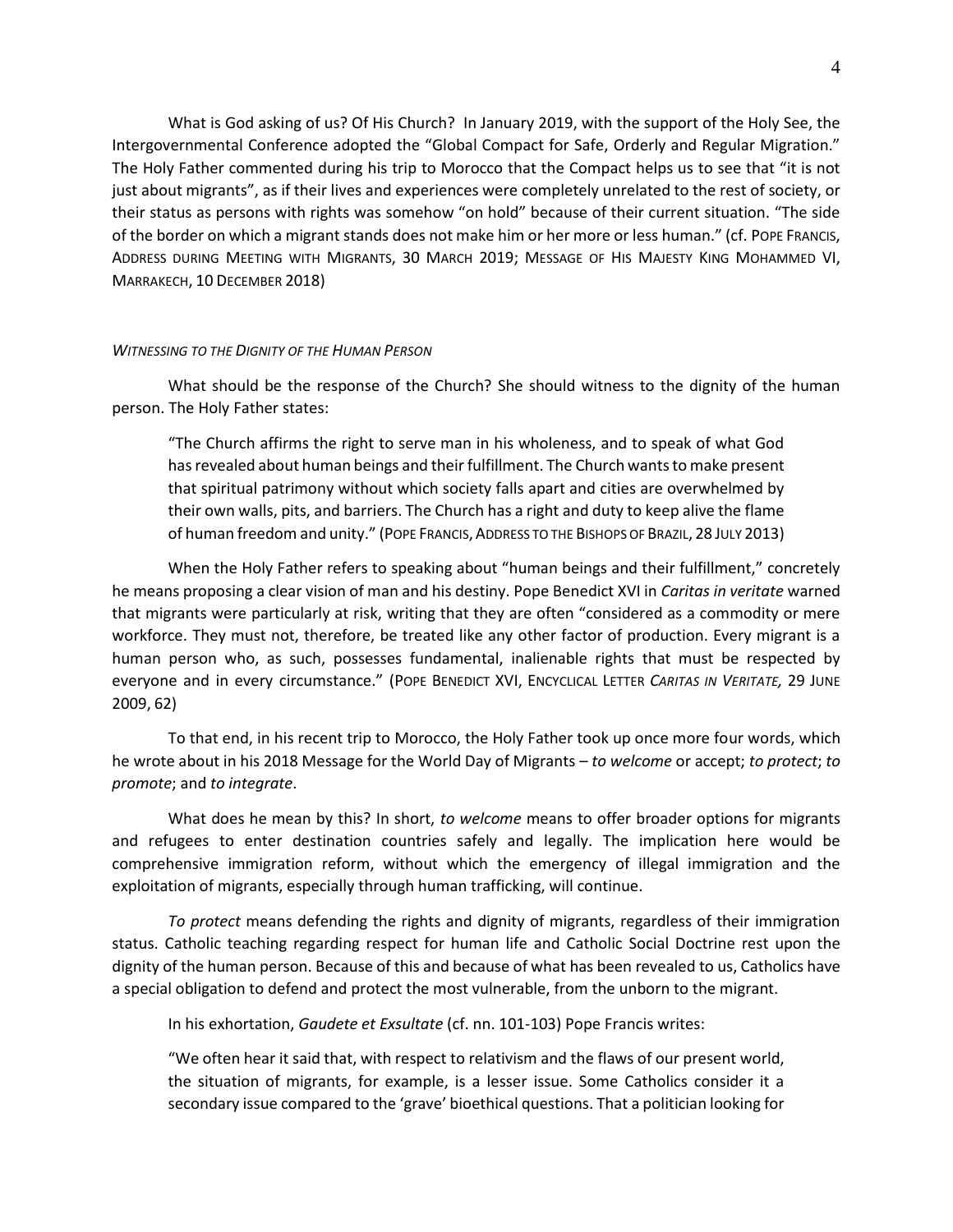What is God asking of us? Of His Church? In January 2019, with the support of the Holy See, the Intergovernmental Conference adopted the "Global Compact for Safe, Orderly and Regular Migration." The Holy Father commented during his trip to Morocco that the Compact helps us to see that "it is not just about migrants", as if their lives and experiences were completely unrelated to the rest of society, or their status as persons with rights was somehow "on hold" because of their current situation. "The side of the border on which a migrant stands does not make him or her more or less human." (cf. Pope Francis, Address during Meeting with Migrants, 30 March 2019; Message of His Majesty King Mohammed VI, Marrakech, 10 December 2018)

*Witnessing to the Dignity of the Human Person*

What should be the response of the Church? She should witness to the dignity of the human person. The Holy Father states:

> "The Church affirms the right to serve man in his wholeness, and to speak of what God has revealed about human beings and their fulfillment. The Church wants to make present that spiritual patrimony without which society falls apart and cities are overwhelmed by their own walls, pits, and barriers. The Church has a right and duty to keep alive the flame of human freedom and unity." (Pope Francis, Address to the Bishops of Brazil, 28 July 2013)

When the Holy Father refers to speaking about "human beings and their fulfillment," concretely he means proposing a clear vision of man and his destiny. Pope Benedict XVI in *Caritas in veritate* warned that migrants were particularly at risk, writing that they are often "considered as a commodity or mere workforce. They must not, therefore, be treated like any other factor of production. Every migrant is a human person who, as such, possesses fundamental, inalienable rights that must be respected by everyone and in every circumstance." (Pope Benedict XVI, Encyclical Letter *Caritas in Veritate,* 29 June 2009, 62)

To that end, in his recent trip to Morocco, the Holy Father took up once more four words, which he wrote about in his 2018 Message for the World Day of Migrants – *to welcome* or accept; *to protect*; *to promote*; and *to integrate*.

What does he mean by this? In short, *to welcome* means to offer broader options for migrants and refugees to enter destination countries safely and legally. The implication here would be comprehensive immigration reform, without which the emergency of illegal immigration and the exploitation of migrants, especially through human trafficking, will continue.

*To protect* means defending the rights and dignity of migrants, regardless of their immigration status. Catholic teaching regarding respect for human life and Catholic Social Doctrine rest upon the dignity of the human person. Because of this and because of what has been revealed to us, Catholics have a special obligation to defend and protect the most vulnerable, from the unborn to the migrant.

In his exhortation, *Gaudete et Exsultate* (cf. nn. 101-103) Pope Francis writes:

> "We often hear it said that, with respect to relativism and the flaws of our present world, the situation of migrants, for example, is a lesser issue. Some Catholics consider it a secondary issue compared to the 'grave' bioethical questions. That a politician looking for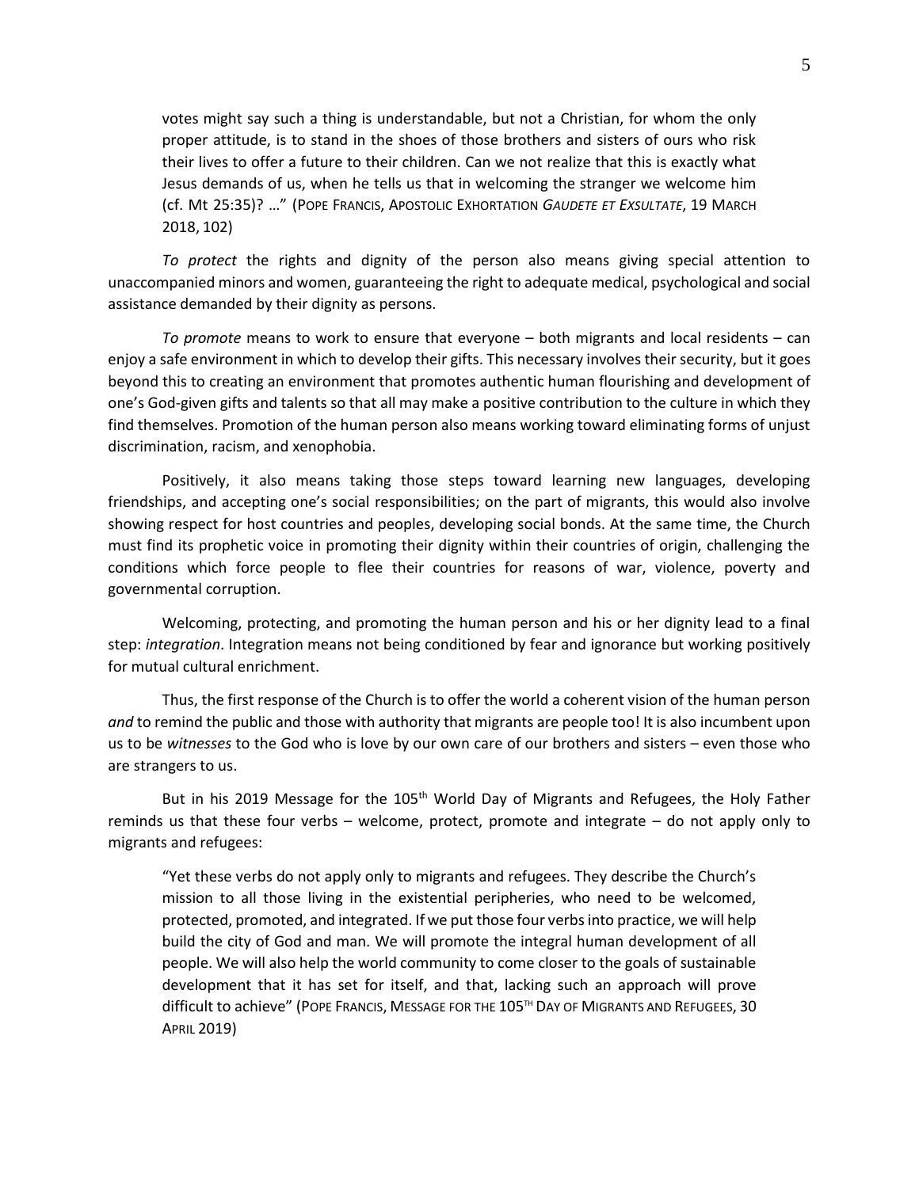> votes might say such a thing is understandable, but not a Christian, for whom the only proper attitude, is to stand in the shoes of those brothers and sisters of ours who risk their lives to offer a future to their children. Can we not realize that this is exactly what Jesus demands of us, when he tells us that in welcoming the stranger we welcome him (cf. Mt 25:35)? …" (Pope Francis, Apostolic Exhortation *Gaudete et Exsultate*, 19 March 2018, 102)

*To protect* the rights and dignity of the person also means giving special attention to unaccompanied minors and women, guaranteeing the right to adequate medical, psychological and social assistance demanded by their dignity as persons.

*To promote* means to work to ensure that everyone – both migrants and local residents – can enjoy a safe environment in which to develop their gifts. This necessary involves their security, but it goes beyond this to creating an environment that promotes authentic human flourishing and development of one's God-given gifts and talents so that all may make a positive contribution to the culture in which they find themselves. Promotion of the human person also means working toward eliminating forms of unjust discrimination, racism, and xenophobia.

Positively, it also means taking those steps toward learning new languages, developing friendships, and accepting one's social responsibilities; on the part of migrants, this would also involve showing respect for host countries and peoples, developing social bonds. At the same time, the Church must find its prophetic voice in promoting their dignity within their countries of origin, challenging the conditions which force people to flee their countries for reasons of war, violence, poverty and governmental corruption.

Welcoming, protecting, and promoting the human person and his or her dignity lead to a final step: *integration*. Integration means not being conditioned by fear and ignorance but working positively for mutual cultural enrichment.

Thus, the first response of the Church is to offer the world a coherent vision of the human person *and* to remind the public and those with authority that migrants are people too! It is also incumbent upon us to be *witnesses* to the God who is love by our own care of our brothers and sisters – even those who are strangers to us.

But in his 2019 Message for the 105th World Day of Migrants and Refugees, the Holy Father reminds us that these four verbs – welcome, protect, promote and integrate – do not apply only to migrants and refugees:

> "Yet these verbs do not apply only to migrants and refugees. They describe the Church's mission to all those living in the existential peripheries, who need to be welcomed, protected, promoted, and integrated. If we put those four verbs into practice, we will help build the city of God and man. We will promote the integral human development of all people. We will also help the world community to come closer to the goals of sustainable development that it has set for itself, and that, lacking such an approach will prove difficult to achieve" (Pope Francis, Message for the 105th Day of Migrants and Refugees, 30 April 2019)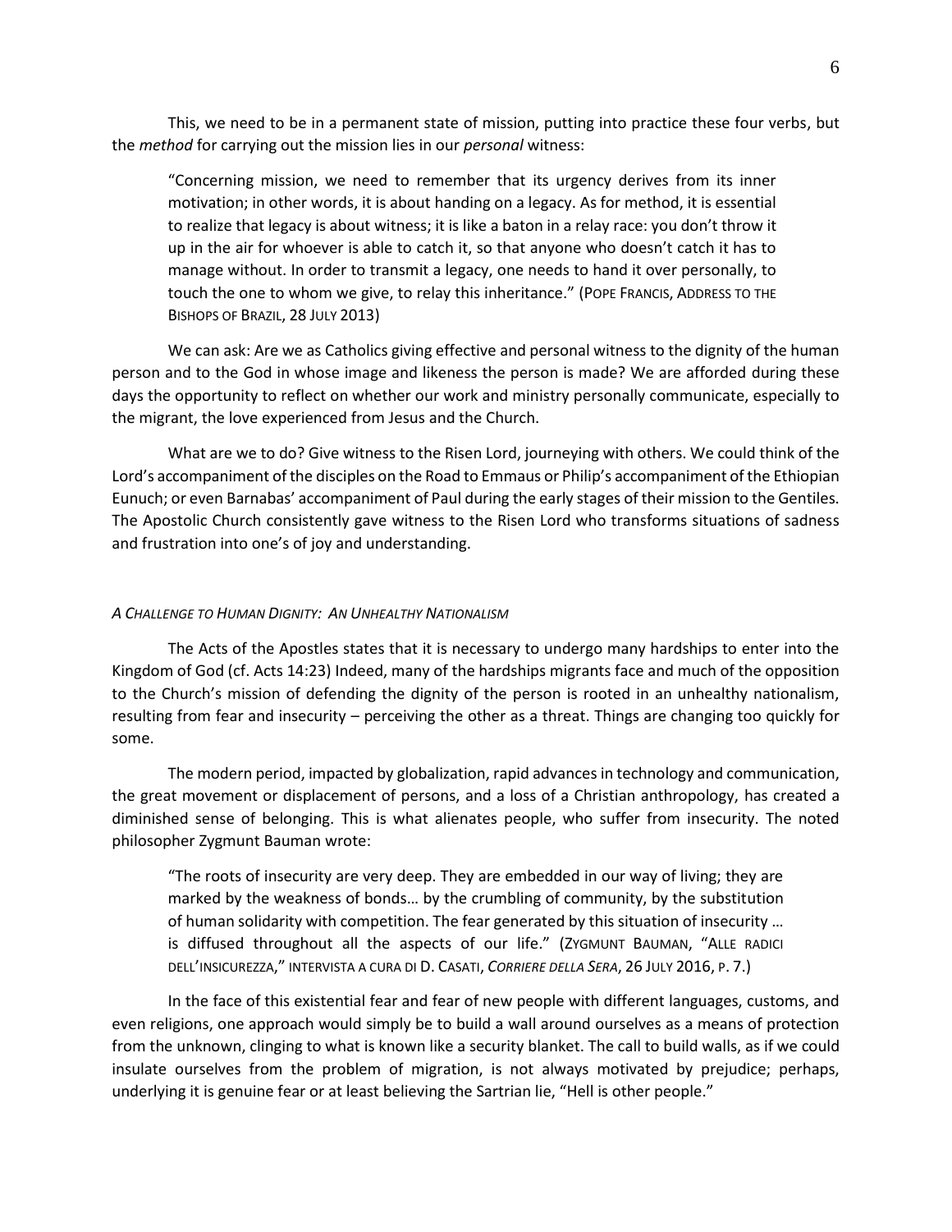This, we need to be in a permanent state of mission, putting into practice these four verbs, but the *method* for carrying out the mission lies in our *personal* witness:

> "Concerning mission, we need to remember that its urgency derives from its inner motivation; in other words, it is about handing on a legacy. As for method, it is essential to realize that legacy is about witness; it is like a baton in a relay race: you don't throw it up in the air for whoever is able to catch it, so that anyone who doesn't catch it has to manage without. In order to transmit a legacy, one needs to hand it over personally, to touch the one to whom we give, to relay this inheritance." (POPE FRANCIS, ADDRESS TO THE BISHOPS OF BRAZIL, 28 JULY 2013)

We can ask: Are we as Catholics giving effective and personal witness to the dignity of the human person and to the God in whose image and likeness the person is made? We are afforded during these days the opportunity to reflect on whether our work and ministry personally communicate, especially to the migrant, the love experienced from Jesus and the Church.

What are we to do? Give witness to the Risen Lord, journeying with others. We could think of the Lord's accompaniment of the disciples on the Road to Emmaus or Philip's accompaniment of the Ethiopian Eunuch; or even Barnabas' accompaniment of Paul during the early stages of their mission to the Gentiles. The Apostolic Church consistently gave witness to the Risen Lord who transforms situations of sadness and frustration into one's of joy and understanding.

### *A CHALLENGE TO HUMAN DIGNITY: AN UNHEALTHY NATIONALISM*

The Acts of the Apostles states that it is necessary to undergo many hardships to enter into the Kingdom of God (cf. Acts 14:23) Indeed, many of the hardships migrants face and much of the opposition to the Church's mission of defending the dignity of the person is rooted in an unhealthy nationalism, resulting from fear and insecurity – perceiving the other as a threat. Things are changing too quickly for some.

The modern period, impacted by globalization, rapid advances in technology and communication, the great movement or displacement of persons, and a loss of a Christian anthropology, has created a diminished sense of belonging. This is what alienates people, who suffer from insecurity. The noted philosopher Zygmunt Bauman wrote:

> "The roots of insecurity are very deep. They are embedded in our way of living; they are marked by the weakness of bonds… by the crumbling of community, by the substitution of human solidarity with competition. The fear generated by this situation of insecurity … is diffused throughout all the aspects of our life." (ZYGMUNT BAUMAN, "ALLE RADICI DELL'INSICUREZZA," INTERVISTA A CURA DI D. CASATI, *CORRIERE DELLA SERA*, 26 JULY 2016, P. 7.)

In the face of this existential fear and fear of new people with different languages, customs, and even religions, one approach would simply be to build a wall around ourselves as a means of protection from the unknown, clinging to what is known like a security blanket. The call to build walls, as if we could insulate ourselves from the problem of migration, is not always motivated by prejudice; perhaps, underlying it is genuine fear or at least believing the Sartrian lie, "Hell is other people."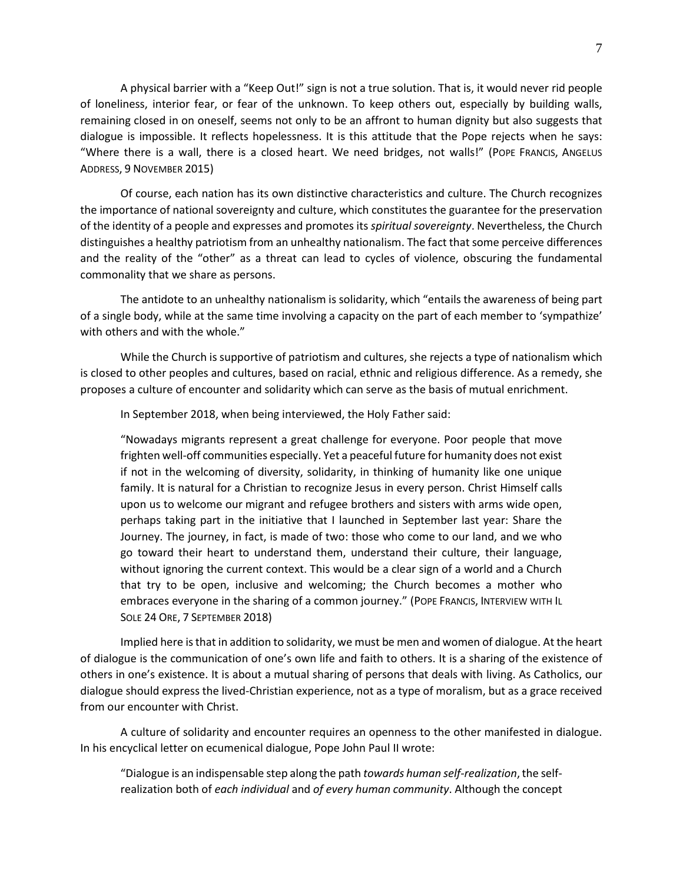A physical barrier with a "Keep Out!" sign is not a true solution. That is, it would never rid people of loneliness, interior fear, or fear of the unknown. To keep others out, especially by building walls, remaining closed in on oneself, seems not only to be an affront to human dignity but also suggests that dialogue is impossible. It reflects hopelessness. It is this attitude that the Pope rejects when he says: "Where there is a wall, there is a closed heart. We need bridges, not walls!" (POPE FRANCIS, ANGELUS ADDRESS, 9 NOVEMBER 2015)

Of course, each nation has its own distinctive characteristics and culture. The Church recognizes the importance of national sovereignty and culture, which constitutes the guarantee for the preservation of the identity of a people and expresses and promotes its *spiritual sovereignty*. Nevertheless, the Church distinguishes a healthy patriotism from an unhealthy nationalism. The fact that some perceive differences and the reality of the "other" as a threat can lead to cycles of violence, obscuring the fundamental commonality that we share as persons.

The antidote to an unhealthy nationalism is solidarity, which "entails the awareness of being part of a single body, while at the same time involving a capacity on the part of each member to 'sympathize' with others and with the whole."

While the Church is supportive of patriotism and cultures, she rejects a type of nationalism which is closed to other peoples and cultures, based on racial, ethnic and religious difference. As a remedy, she proposes a culture of encounter and solidarity which can serve as the basis of mutual enrichment.

In September 2018, when being interviewed, the Holy Father said:

> "Nowadays migrants represent a great challenge for everyone. Poor people that move frighten well-off communities especially. Yet a peaceful future for humanity does not exist if not in the welcoming of diversity, solidarity, in thinking of humanity like one unique family. It is natural for a Christian to recognize Jesus in every person. Christ Himself calls upon us to welcome our migrant and refugee brothers and sisters with arms wide open, perhaps taking part in the initiative that I launched in September last year: Share the Journey. The journey, in fact, is made of two: those who come to our land, and we who go toward their heart to understand them, understand their culture, their language, without ignoring the current context. This would be a clear sign of a world and a Church that try to be open, inclusive and welcoming; the Church becomes a mother who embraces everyone in the sharing of a common journey." (POPE FRANCIS, INTERVIEW WITH IL SOLE 24 ORE, 7 SEPTEMBER 2018)

Implied here is that in addition to solidarity, we must be men and women of dialogue. At the heart of dialogue is the communication of one's own life and faith to others. It is a sharing of the existence of others in one's existence. It is about a mutual sharing of persons that deals with living. As Catholics, our dialogue should express the lived-Christian experience, not as a type of moralism, but as a grace received from our encounter with Christ.

A culture of solidarity and encounter requires an openness to the other manifested in dialogue. In his encyclical letter on ecumenical dialogue, Pope John Paul II wrote:

> "Dialogue is an indispensable step along the path *towards human self-realization*, the self-realization both of *each individual* and *of every human community*. Although the concept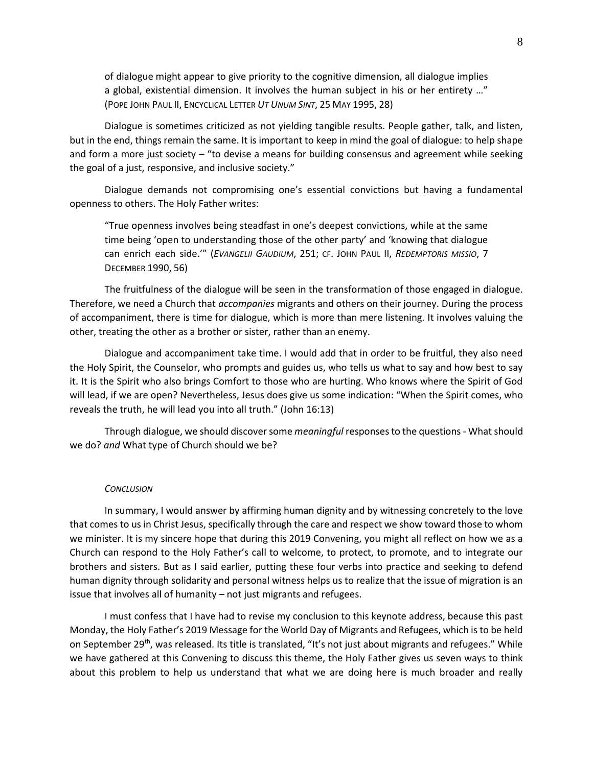> of dialogue might appear to give priority to the cognitive dimension, all dialogue implies a global, existential dimension. It involves the human subject in his or her entirety …" (POPE JOHN PAUL II, ENCYCLICAL LETTER *UT UNUM SINT*, 25 MAY 1995, 28)

Dialogue is sometimes criticized as not yielding tangible results. People gather, talk, and listen, but in the end, things remain the same. It is important to keep in mind the goal of dialogue: to help shape and form a more just society – "to devise a means for building consensus and agreement while seeking the goal of a just, responsive, and inclusive society."

Dialogue demands not compromising one's essential convictions but having a fundamental openness to others. The Holy Father writes:

> "True openness involves being steadfast in one's deepest convictions, while at the same time being 'open to understanding those of the other party' and 'knowing that dialogue can enrich each side.'" (*EVANGELII GAUDIUM*, 251; CF. JOHN PAUL II, *REDEMPTORIS MISSIO*, 7 DECEMBER 1990, 56)

The fruitfulness of the dialogue will be seen in the transformation of those engaged in dialogue. Therefore, we need a Church that *accompanies* migrants and others on their journey. During the process of accompaniment, there is time for dialogue, which is more than mere listening. It involves valuing the other, treating the other as a brother or sister, rather than an enemy.

Dialogue and accompaniment take time. I would add that in order to be fruitful, they also need the Holy Spirit, the Counselor, who prompts and guides us, who tells us what to say and how best to say it. It is the Spirit who also brings Comfort to those who are hurting. Who knows where the Spirit of God will lead, if we are open? Nevertheless, Jesus does give us some indication: "When the Spirit comes, who reveals the truth, he will lead you into all truth." (John 16:13)

Through dialogue, we should discover some *meaningful* responses to the questions - What should we do? *and* What type of Church should we be?

### *CONCLUSION*

In summary, I would answer by affirming human dignity and by witnessing concretely to the love that comes to us in Christ Jesus, specifically through the care and respect we show toward those to whom we minister. It is my sincere hope that during this 2019 Convening, you might all reflect on how we as a Church can respond to the Holy Father's call to welcome, to protect, to promote, and to integrate our brothers and sisters. But as I said earlier, putting these four verbs into practice and seeking to defend human dignity through solidarity and personal witness helps us to realize that the issue of migration is an issue that involves all of humanity – not just migrants and refugees.

I must confess that I have had to revise my conclusion to this keynote address, because this past Monday, the Holy Father's 2019 Message for the World Day of Migrants and Refugees, which is to be held on September 29th, was released. Its title is translated, "It's not just about migrants and refugees." While we have gathered at this Convening to discuss this theme, the Holy Father gives us seven ways to think about this problem to help us understand that what we are doing here is much broader and really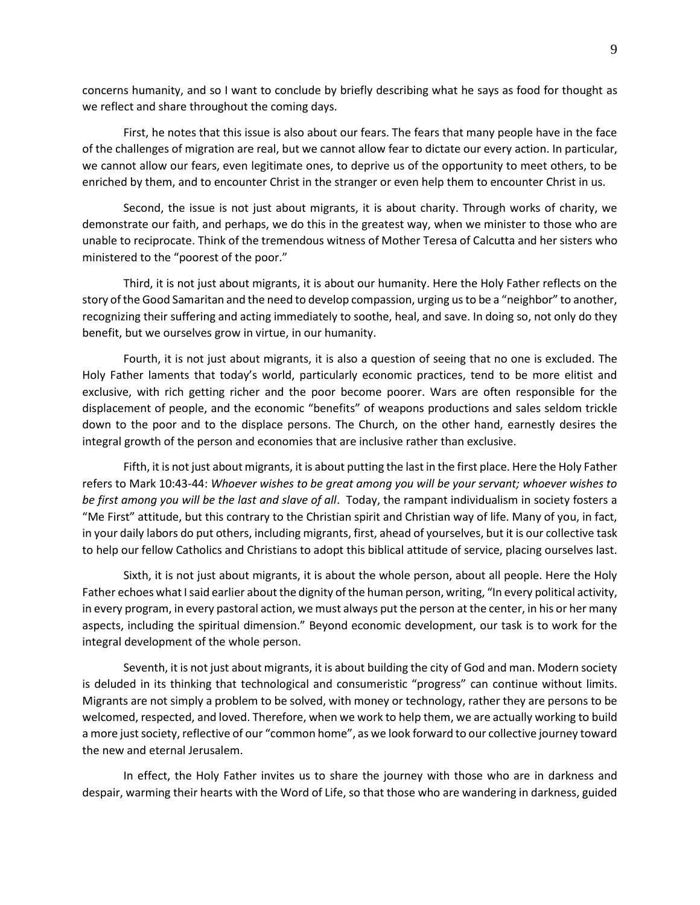concerns humanity, and so I want to conclude by briefly describing what he says as food for thought as we reflect and share throughout the coming days.

First, he notes that this issue is also about our fears. The fears that many people have in the face of the challenges of migration are real, but we cannot allow fear to dictate our every action. In particular, we cannot allow our fears, even legitimate ones, to deprive us of the opportunity to meet others, to be enriched by them, and to encounter Christ in the stranger or even help them to encounter Christ in us.

Second, the issue is not just about migrants, it is about charity. Through works of charity, we demonstrate our faith, and perhaps, we do this in the greatest way, when we minister to those who are unable to reciprocate. Think of the tremendous witness of Mother Teresa of Calcutta and her sisters who ministered to the "poorest of the poor."

Third, it is not just about migrants, it is about our humanity. Here the Holy Father reflects on the story of the Good Samaritan and the need to develop compassion, urging us to be a "neighbor" to another, recognizing their suffering and acting immediately to soothe, heal, and save. In doing so, not only do they benefit, but we ourselves grow in virtue, in our humanity.

Fourth, it is not just about migrants, it is also a question of seeing that no one is excluded. The Holy Father laments that today's world, particularly economic practices, tend to be more elitist and exclusive, with rich getting richer and the poor become poorer. Wars are often responsible for the displacement of people, and the economic "benefits" of weapons productions and sales seldom trickle down to the poor and to the displace persons. The Church, on the other hand, earnestly desires the integral growth of the person and economies that are inclusive rather than exclusive.

Fifth, it is not just about migrants, it is about putting the last in the first place. Here the Holy Father refers to Mark 10:43-44: *Whoever wishes to be great among you will be your servant; whoever wishes to be first among you will be the last and slave of all*. Today, the rampant individualism in society fosters a "Me First" attitude, but this contrary to the Christian spirit and Christian way of life. Many of you, in fact, in your daily labors do put others, including migrants, first, ahead of yourselves, but it is our collective task to help our fellow Catholics and Christians to adopt this biblical attitude of service, placing ourselves last.

Sixth, it is not just about migrants, it is about the whole person, about all people. Here the Holy Father echoes what I said earlier about the dignity of the human person, writing, "In every political activity, in every program, in every pastoral action, we must always put the person at the center, in his or her many aspects, including the spiritual dimension." Beyond economic development, our task is to work for the integral development of the whole person.

Seventh, it is not just about migrants, it is about building the city of God and man. Modern society is deluded in its thinking that technological and consumeristic "progress" can continue without limits. Migrants are not simply a problem to be solved, with money or technology, rather they are persons to be welcomed, respected, and loved. Therefore, when we work to help them, we are actually working to build a more just society, reflective of our "common home", as we look forward to our collective journey toward the new and eternal Jerusalem.

In effect, the Holy Father invites us to share the journey with those who are in darkness and despair, warming their hearts with the Word of Life, so that those who are wandering in darkness, guided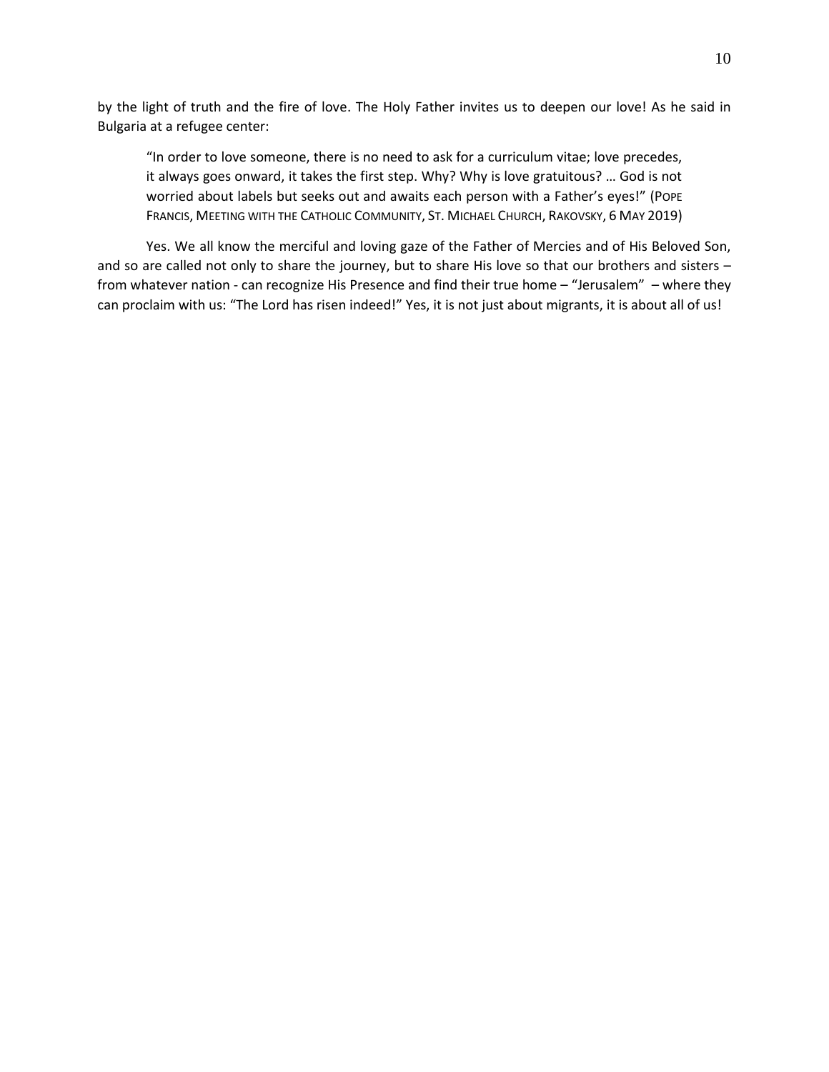by the light of truth and the fire of love. The Holy Father invites us to deepen our love! As he said in Bulgaria at a refugee center:

> "In order to love someone, there is no need to ask for a curriculum vitae; love precedes, it always goes onward, it takes the first step. Why? Why is love gratuitous? … God is not worried about labels but seeks out and awaits each person with a Father's eyes!" (POPE FRANCIS, MEETING WITH THE CATHOLIC COMMUNITY, ST. MICHAEL CHURCH, RAKOVSKY, 6 MAY 2019)

Yes. We all know the merciful and loving gaze of the Father of Mercies and of His Beloved Son, and so are called not only to share the journey, but to share His love so that our brothers and sisters – from whatever nation - can recognize His Presence and find their true home – "Jerusalem" – where they can proclaim with us: "The Lord has risen indeed!" Yes, it is not just about migrants, it is about all of us!